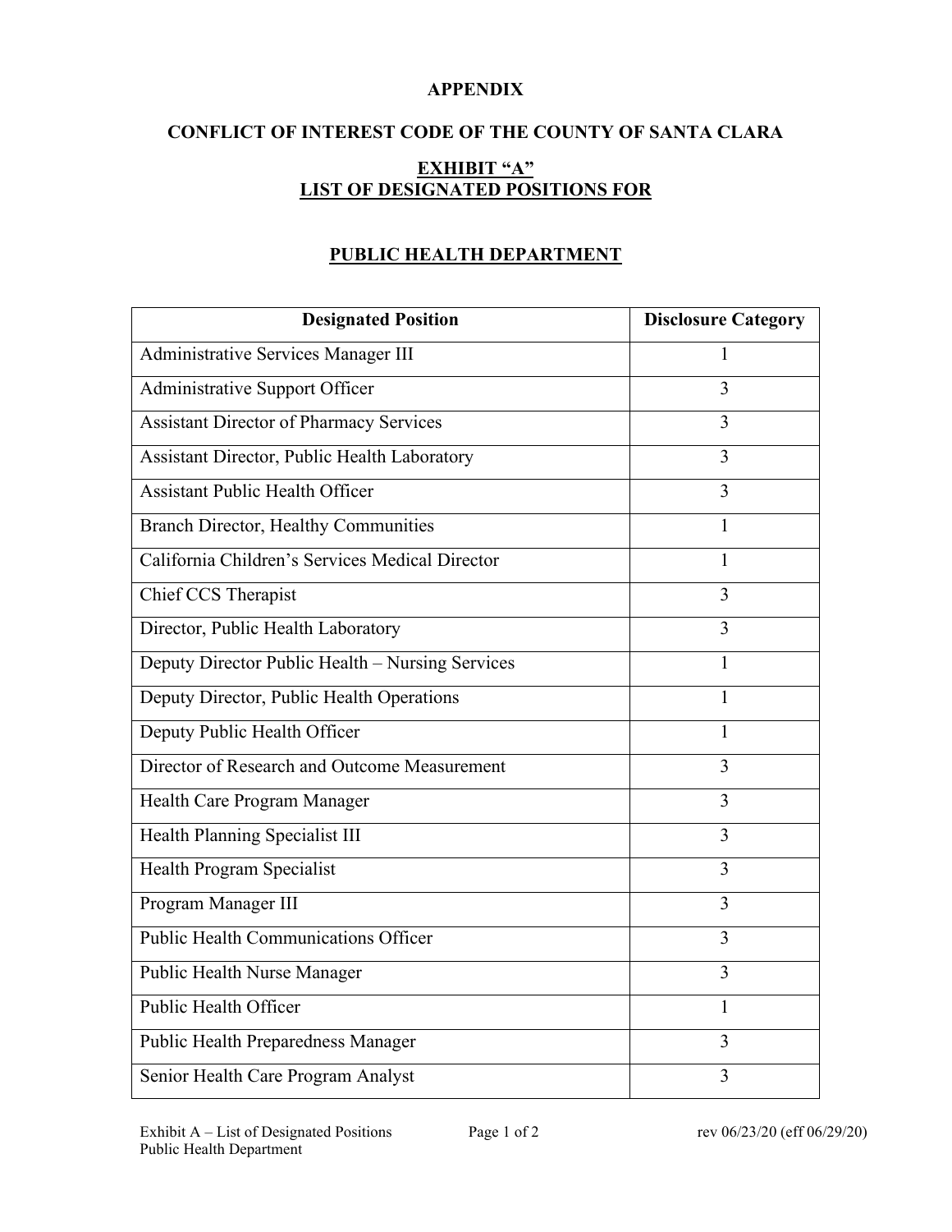# APPENDIX

## CONFLICT OF INTEREST CODE OF THE COUNTY OF SANTA CLARA

## EXHIBIT "A"
## LIST OF DESIGNATED POSITIONS FOR

## PUBLIC HEALTH DEPARTMENT

| Designated Position | Disclosure Category |
|---|---|
| Administrative Services Manager III | 1 |
| Administrative Support Officer | 3 |
| Assistant Director of Pharmacy Services | 3 |
| Assistant Director, Public Health Laboratory | 3 |
| Assistant Public Health Officer | 3 |
| Branch Director, Healthy Communities | 1 |
| California Children's Services Medical Director | 1 |
| Chief CCS Therapist | 3 |
| Director, Public Health Laboratory | 3 |
| Deputy Director Public Health – Nursing Services | 1 |
| Deputy Director, Public Health Operations | 1 |
| Deputy Public Health Officer | 1 |
| Director of Research and Outcome Measurement | 3 |
| Health Care Program Manager | 3 |
| Health Planning Specialist III | 3 |
| Health Program Specialist | 3 |
| Program Manager III | 3 |
| Public Health Communications Officer | 3 |
| Public Health Nurse Manager | 3 |
| Public Health Officer | 1 |
| Public Health Preparedness Manager | 3 |
| Senior Health Care Program Analyst | 3 |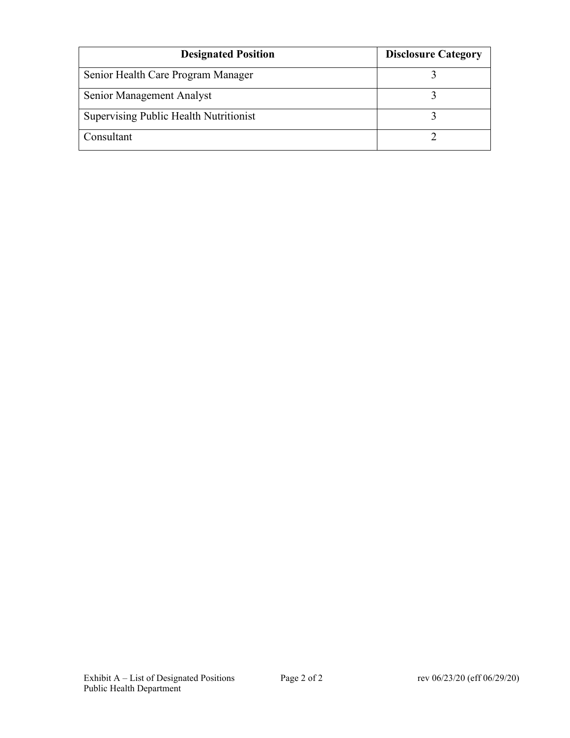| Designated Position | Disclosure Category |
|---|---|
| Senior Health Care Program Manager | 3 |
| Senior Management Analyst | 3 |
| Supervising Public Health Nutritionist | 3 |
| Consultant | 2 |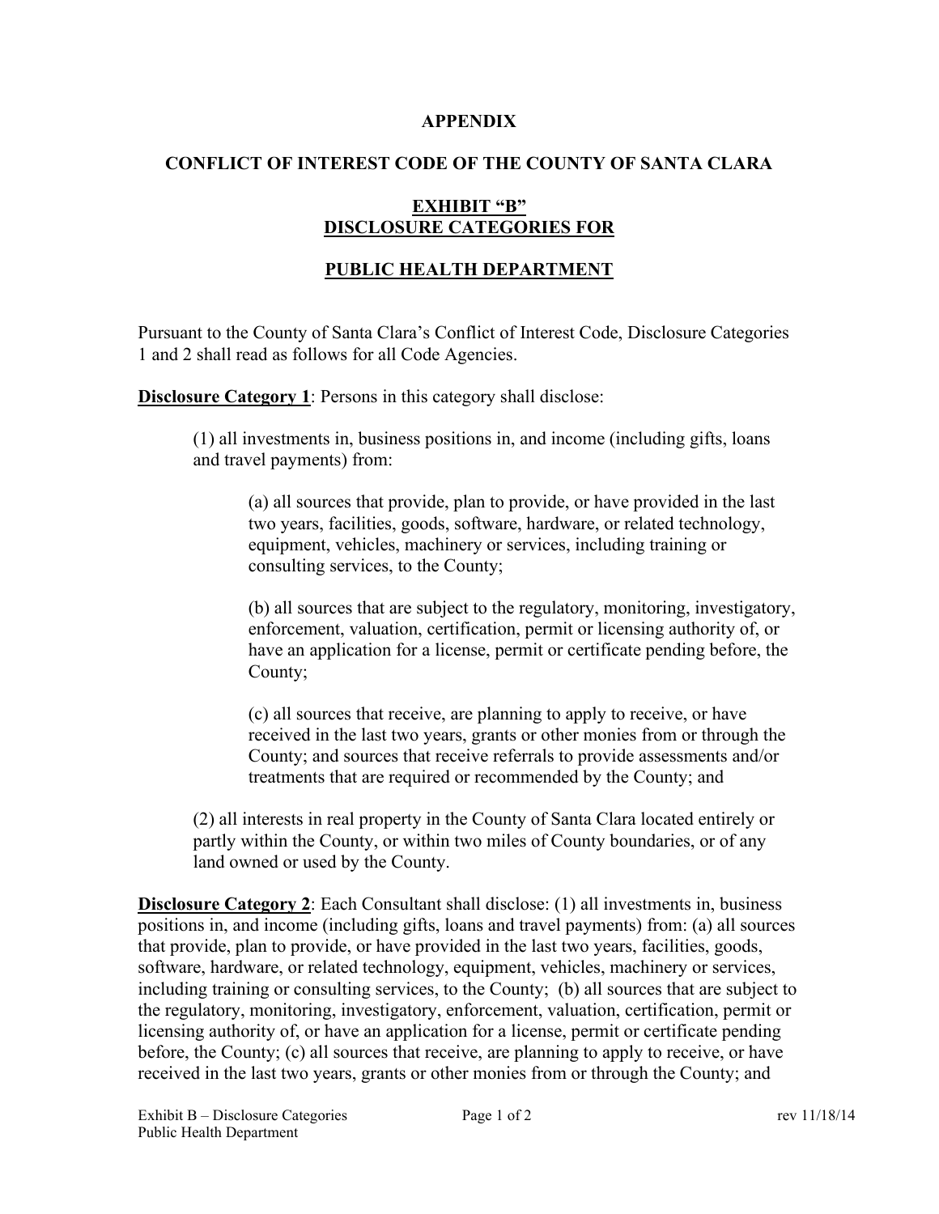**APPENDIX**

**CONFLICT OF INTEREST CODE OF THE COUNTY OF SANTA CLARA**

**EXHIBIT "B"**
**DISCLOSURE CATEGORIES FOR**

**PUBLIC HEALTH DEPARTMENT**

Pursuant to the County of Santa Clara's Conflict of Interest Code, Disclosure Categories 1 and 2 shall read as follows for all Code Agencies.

**Disclosure Category 1**: Persons in this category shall disclose:

(1) all investments in, business positions in, and income (including gifts, loans and travel payments) from:

(a) all sources that provide, plan to provide, or have provided in the last two years, facilities, goods, software, hardware, or related technology, equipment, vehicles, machinery or services, including training or consulting services, to the County;

(b) all sources that are subject to the regulatory, monitoring, investigatory, enforcement, valuation, certification, permit or licensing authority of, or have an application for a license, permit or certificate pending before, the County;

(c) all sources that receive, are planning to apply to receive, or have received in the last two years, grants or other monies from or through the County; and sources that receive referrals to provide assessments and/or treatments that are required or recommended by the County; and

(2) all interests in real property in the County of Santa Clara located entirely or partly within the County, or within two miles of County boundaries, or of any land owned or used by the County.

**Disclosure Category 2**: Each Consultant shall disclose: (1) all investments in, business positions in, and income (including gifts, loans and travel payments) from: (a) all sources that provide, plan to provide, or have provided in the last two years, facilities, goods, software, hardware, or related technology, equipment, vehicles, machinery or services, including training or consulting services, to the County; (b) all sources that are subject to the regulatory, monitoring, investigatory, enforcement, valuation, certification, permit or licensing authority of, or have an application for a license, permit or certificate pending before, the County; (c) all sources that receive, are planning to apply to receive, or have received in the last two years, grants or other monies from or through the County; and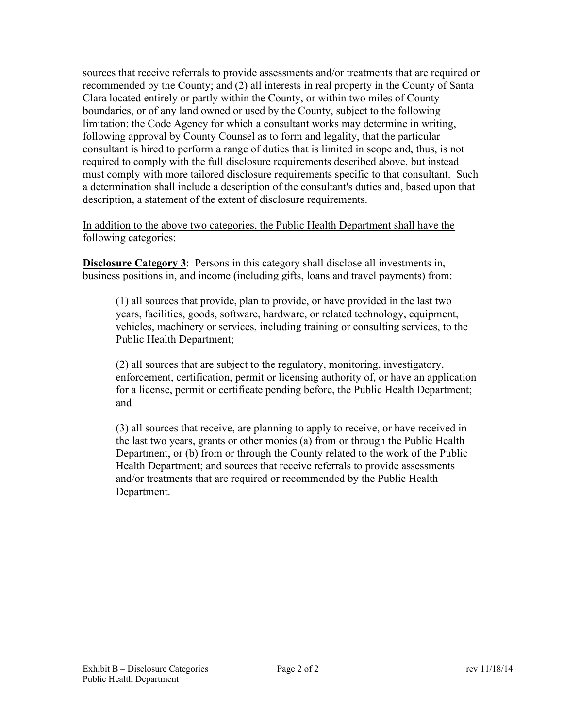sources that receive referrals to provide assessments and/or treatments that are required or recommended by the County; and (2) all interests in real property in the County of Santa Clara located entirely or partly within the County, or within two miles of County boundaries, or of any land owned or used by the County, subject to the following limitation: the Code Agency for which a consultant works may determine in writing, following approval by County Counsel as to form and legality, that the particular consultant is hired to perform a range of duties that is limited in scope and, thus, is not required to comply with the full disclosure requirements described above, but instead must comply with more tailored disclosure requirements specific to that consultant. Such a determination shall include a description of the consultant's duties and, based upon that description, a statement of the extent of disclosure requirements.

<u>In addition to the above two categories, the Public Health Department shall have the following categories:</u>

**<u>Disclosure Category 3</u>**: Persons in this category shall disclose all investments in, business positions in, and income (including gifts, loans and travel payments) from:

(1) all sources that provide, plan to provide, or have provided in the last two years, facilities, goods, software, hardware, or related technology, equipment, vehicles, machinery or services, including training or consulting services, to the Public Health Department;

(2) all sources that are subject to the regulatory, monitoring, investigatory, enforcement, certification, permit or licensing authority of, or have an application for a license, permit or certificate pending before, the Public Health Department; and

(3) all sources that receive, are planning to apply to receive, or have received in the last two years, grants or other monies (a) from or through the Public Health Department, or (b) from or through the County related to the work of the Public Health Department; and sources that receive referrals to provide assessments and/or treatments that are required or recommended by the Public Health Department.